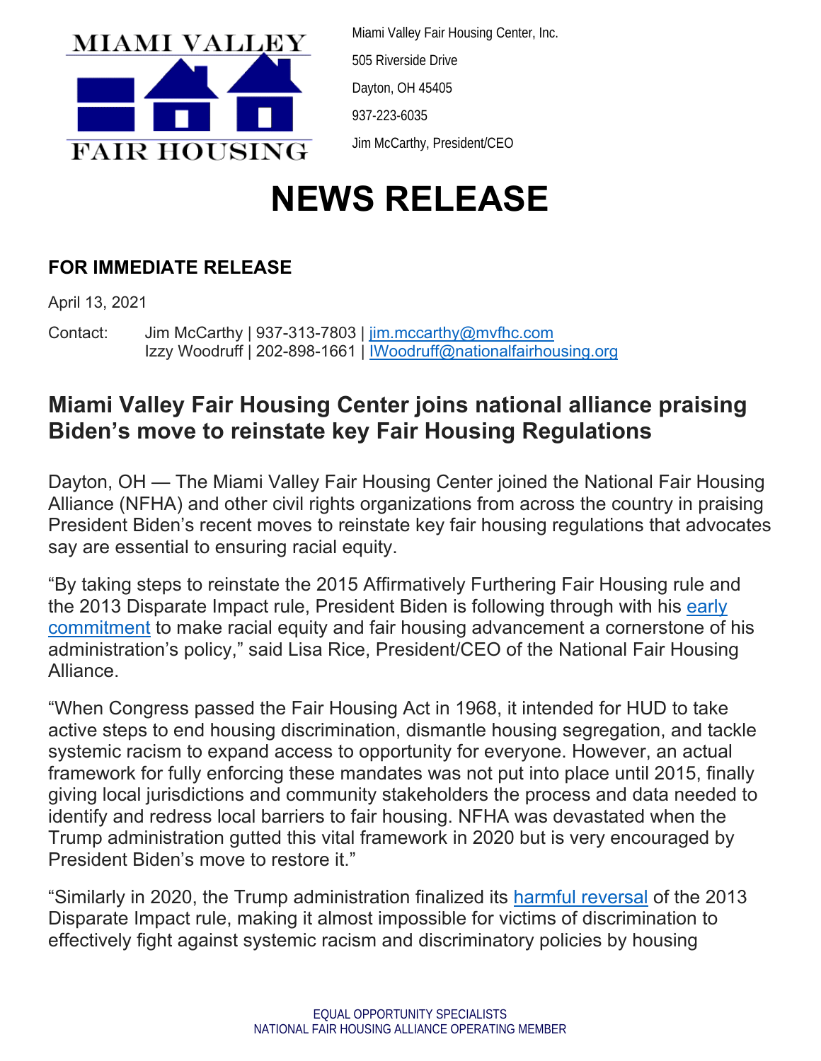MIAMI VALLEY FAIR HOUSING

Miami Valley Fair Housing Center, Inc.

505 Riverside Drive

Dayton, OH 45405

937-223-6035

Jim McCarthy, President/CEO

# NEWS RELEASE

**FOR IMMEDIATE RELEASE**

April 13, 2021

Contact: Jim McCarthy | 937-313-7803 | jim.mccarthy@mvfhc.com
Izzy Woodruff | 202-898-1661 | IWoodruff@nationalfairhousing.org

## Miami Valley Fair Housing Center joins national alliance praising Biden's move to reinstate key Fair Housing Regulations

Dayton, OH — The Miami Valley Fair Housing Center joined the National Fair Housing Alliance (NFHA) and other civil rights organizations from across the country in praising President Biden's recent moves to reinstate key fair housing regulations that advocates say are essential to ensuring racial equity.

"By taking steps to reinstate the 2015 Affirmatively Furthering Fair Housing rule and the 2013 Disparate Impact rule, President Biden is following through with his early commitment to make racial equity and fair housing advancement a cornerstone of his administration's policy," said Lisa Rice, President/CEO of the National Fair Housing Alliance.

"When Congress passed the Fair Housing Act in 1968, it intended for HUD to take active steps to end housing discrimination, dismantle housing segregation, and tackle systemic racism to expand access to opportunity for everyone. However, an actual framework for fully enforcing these mandates was not put into place until 2015, finally giving local jurisdictions and community stakeholders the process and data needed to identify and redress local barriers to fair housing. NFHA was devastated when the Trump administration gutted this vital framework in 2020 but is very encouraged by President Biden's move to restore it."

"Similarly in 2020, the Trump administration finalized its harmful reversal of the 2013 Disparate Impact rule, making it almost impossible for victims of discrimination to effectively fight against systemic racism and discriminatory policies by housing

EQUAL OPPORTUNITY SPECIALISTS
NATIONAL FAIR HOUSING ALLIANCE OPERATING MEMBER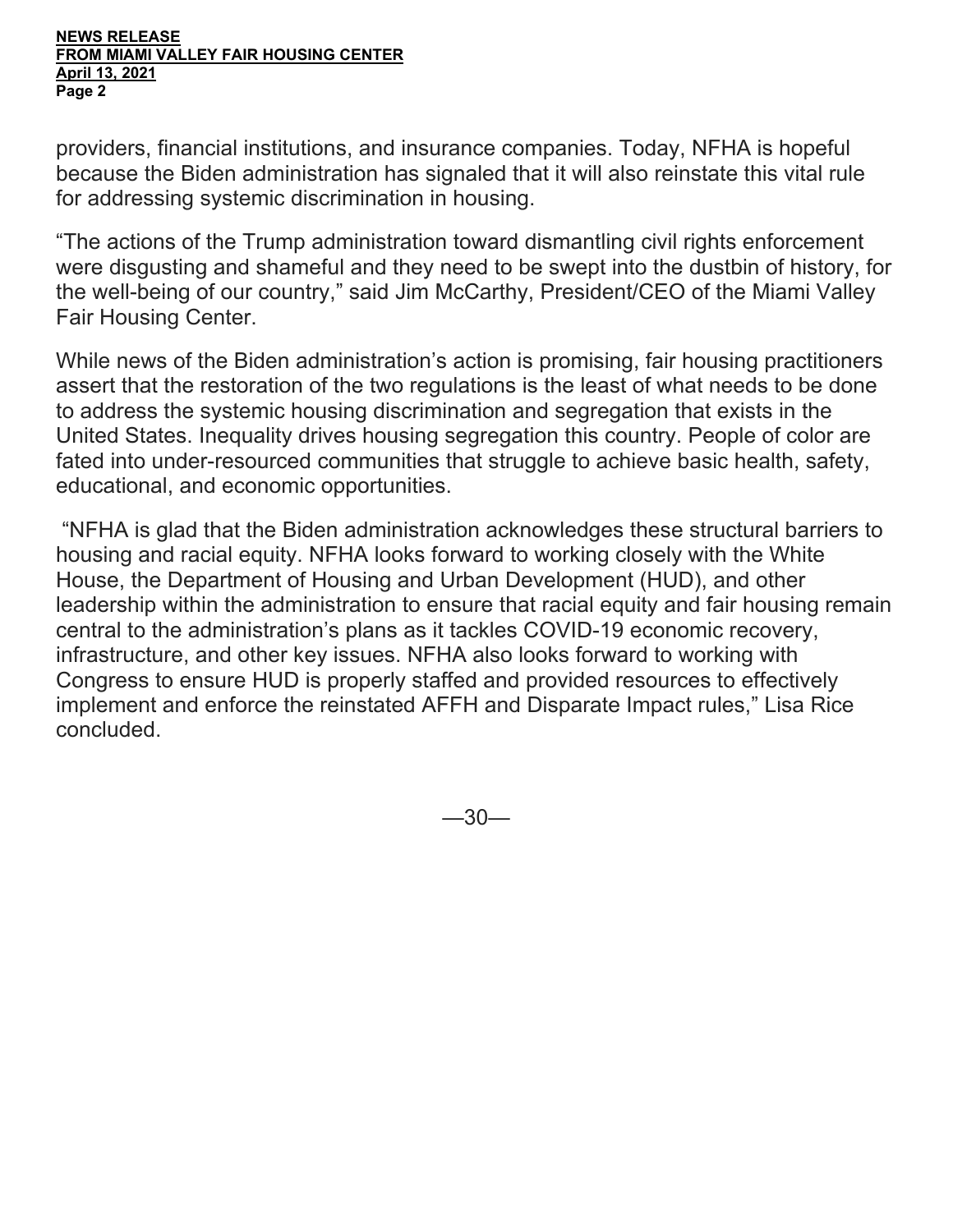providers, financial institutions, and insurance companies. Today, NFHA is hopeful because the Biden administration has signaled that it will also reinstate this vital rule for addressing systemic discrimination in housing.

“The actions of the Trump administration toward dismantling civil rights enforcement were disgusting and shameful and they need to be swept into the dustbin of history, for the well-being of our country,” said Jim McCarthy, President/CEO of the Miami Valley Fair Housing Center.

While news of the Biden administration’s action is promising, fair housing practitioners assert that the restoration of the two regulations is the least of what needs to be done to address the systemic housing discrimination and segregation that exists in the United States. Inequality drives housing segregation this country. People of color are fated into under-resourced communities that struggle to achieve basic health, safety, educational, and economic opportunities.

“NFHA is glad that the Biden administration acknowledges these structural barriers to housing and racial equity. NFHA looks forward to working closely with the White House, the Department of Housing and Urban Development (HUD), and other leadership within the administration to ensure that racial equity and fair housing remain central to the administration’s plans as it tackles COVID-19 economic recovery, infrastructure, and other key issues. NFHA also looks forward to working with Congress to ensure HUD is properly staffed and provided resources to effectively implement and enforce the reinstated AFFH and Disparate Impact rules,” Lisa Rice concluded.

—30—